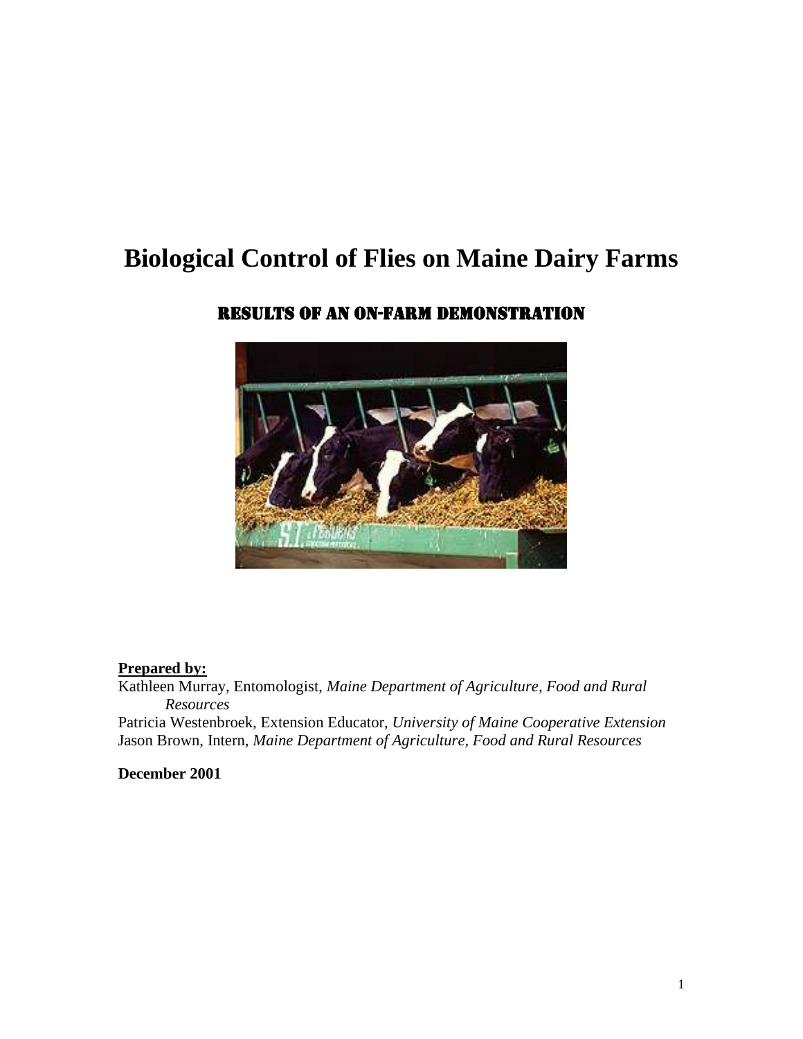# Biological Control of Flies on Maine Dairy Farms

## RESULTS OF AN ON-FARM DEMONSTRATION

**Prepared by:**

Kathleen Murray, Entomologist, *Maine Department of Agriculture, Food and Rural Resources*

Patricia Westenbroek, Extension Educator, *University of Maine Cooperative Extension*

Jason Brown, Intern, *Maine Department of Agriculture, Food and Rural Resources*

**December 2001**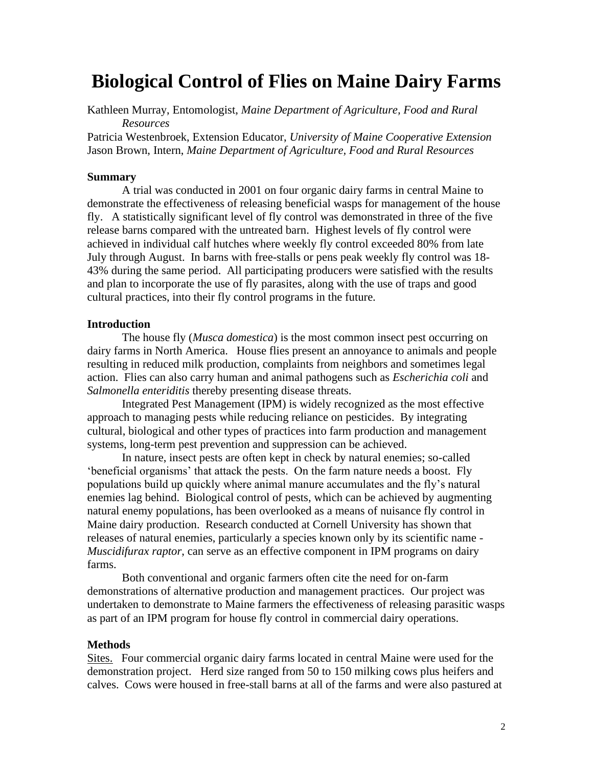# Biological Control of Flies on Maine Dairy Farms

Kathleen Murray, Entomologist, *Maine Department of Agriculture, Food and Rural Resources*
Patricia Westenbroek, Extension Educator, *University of Maine Cooperative Extension*
Jason Brown, Intern, *Maine Department of Agriculture, Food and Rural Resources*

**Summary**

A trial was conducted in 2001 on four organic dairy farms in central Maine to demonstrate the effectiveness of releasing beneficial wasps for management of the house fly. A statistically significant level of fly control was demonstrated in three of the five release barns compared with the untreated barn. Highest levels of fly control were achieved in individual calf hutches where weekly fly control exceeded 80% from late July through August. In barns with free-stalls or pens peak weekly fly control was 18-43% during the same period. All participating producers were satisfied with the results and plan to incorporate the use of fly parasites, along with the use of traps and good cultural practices, into their fly control programs in the future.

**Introduction**

The house fly (*Musca domestica*) is the most common insect pest occurring on dairy farms in North America. House flies present an annoyance to animals and people resulting in reduced milk production, complaints from neighbors and sometimes legal action. Flies can also carry human and animal pathogens such as *Escherichia coli* and *Salmonella enteriditis* thereby presenting disease threats.

Integrated Pest Management (IPM) is widely recognized as the most effective approach to managing pests while reducing reliance on pesticides. By integrating cultural, biological and other types of practices into farm production and management systems, long-term pest prevention and suppression can be achieved.

In nature, insect pests are often kept in check by natural enemies; so-called 'beneficial organisms' that attack the pests. On the farm nature needs a boost. Fly populations build up quickly where animal manure accumulates and the fly's natural enemies lag behind. Biological control of pests, which can be achieved by augmenting natural enemy populations, has been overlooked as a means of nuisance fly control in Maine dairy production. Research conducted at Cornell University has shown that releases of natural enemies, particularly a species known only by its scientific name - *Muscidifurax raptor*, can serve as an effective component in IPM programs on dairy farms.

Both conventional and organic farmers often cite the need for on-farm demonstrations of alternative production and management practices. Our project was undertaken to demonstrate to Maine farmers the effectiveness of releasing parasitic wasps as part of an IPM program for house fly control in commercial dairy operations.

**Methods**

<u>Sites.</u> Four commercial organic dairy farms located in central Maine were used for the demonstration project. Herd size ranged from 50 to 150 milking cows plus heifers and calves. Cows were housed in free-stall barns at all of the farms and were also pastured at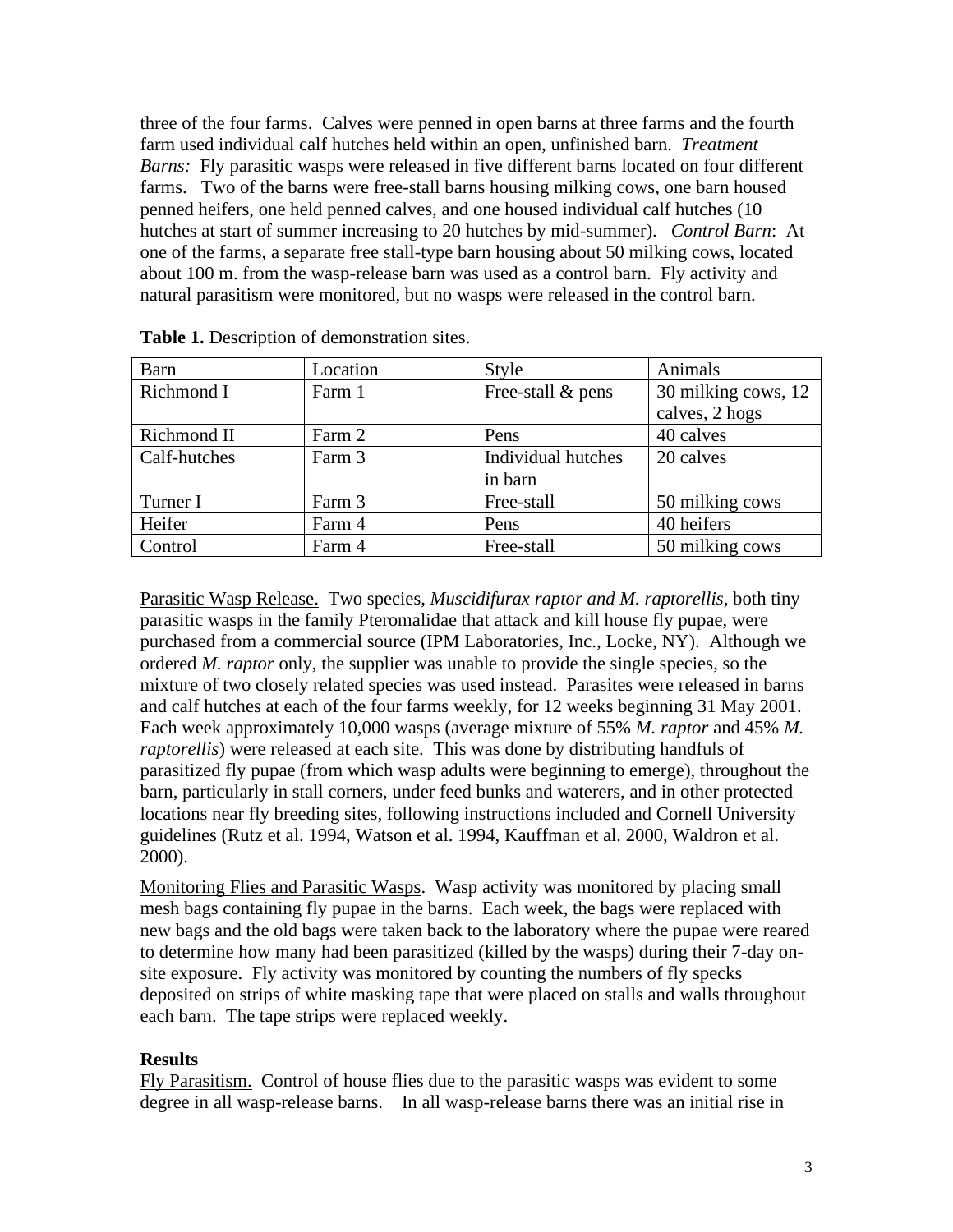three of the four farms. Calves were penned in open barns at three farms and the fourth farm used individual calf hutches held within an open, unfinished barn. *Treatment Barns:* Fly parasitic wasps were released in five different barns located on four different farms. Two of the barns were free-stall barns housing milking cows, one barn housed penned heifers, one held penned calves, and one housed individual calf hutches (10 hutches at start of summer increasing to 20 hutches by mid-summer). *Control Barn*: At one of the farms, a separate free stall-type barn housing about 50 milking cows, located about 100 m. from the wasp-release barn was used as a control barn. Fly activity and natural parasitism were monitored, but no wasps were released in the control barn.

**Table 1.** Description of demonstration sites.

| Barn | Location | Style | Animals |
|---|---|---|---|
| Richmond I | Farm 1 | Free-stall & pens | 30 milking cows, 12 calves, 2 hogs |
| Richmond II | Farm 2 | Pens | 40 calves |
| Calf-hutches | Farm 3 | Individual hutches in barn | 20 calves |
| Turner I | Farm 3 | Free-stall | 50 milking cows |
| Heifer | Farm 4 | Pens | 40 heifers |
| Control | Farm 4 | Free-stall | 50 milking cows |

<u>Parasitic Wasp Release.</u> Two species, *Muscidifurax raptor and M. raptorellis*, both tiny parasitic wasps in the family Pteromalidae that attack and kill house fly pupae, were purchased from a commercial source (IPM Laboratories, Inc., Locke, NY). Although we ordered *M. raptor* only, the supplier was unable to provide the single species, so the mixture of two closely related species was used instead. Parasites were released in barns and calf hutches at each of the four farms weekly, for 12 weeks beginning 31 May 2001. Each week approximately 10,000 wasps (average mixture of 55% *M. raptor* and 45% *M. raptorellis*) were released at each site. This was done by distributing handfuls of parasitized fly pupae (from which wasp adults were beginning to emerge), throughout the barn, particularly in stall corners, under feed bunks and waterers, and in other protected locations near fly breeding sites, following instructions included and Cornell University guidelines (Rutz et al. 1994, Watson et al. 1994, Kauffman et al. 2000, Waldron et al. 2000).

<u>Monitoring Flies and Parasitic Wasps</u>. Wasp activity was monitored by placing small mesh bags containing fly pupae in the barns. Each week, the bags were replaced with new bags and the old bags were taken back to the laboratory where the pupae were reared to determine how many had been parasitized (killed by the wasps) during their 7-day on-site exposure. Fly activity was monitored by counting the numbers of fly specks deposited on strips of white masking tape that were placed on stalls and walls throughout each barn. The tape strips were replaced weekly.

**Results**

<u>Fly Parasitism.</u> Control of house flies due to the parasitic wasps was evident to some degree in all wasp-release barns. In all wasp-release barns there was an initial rise in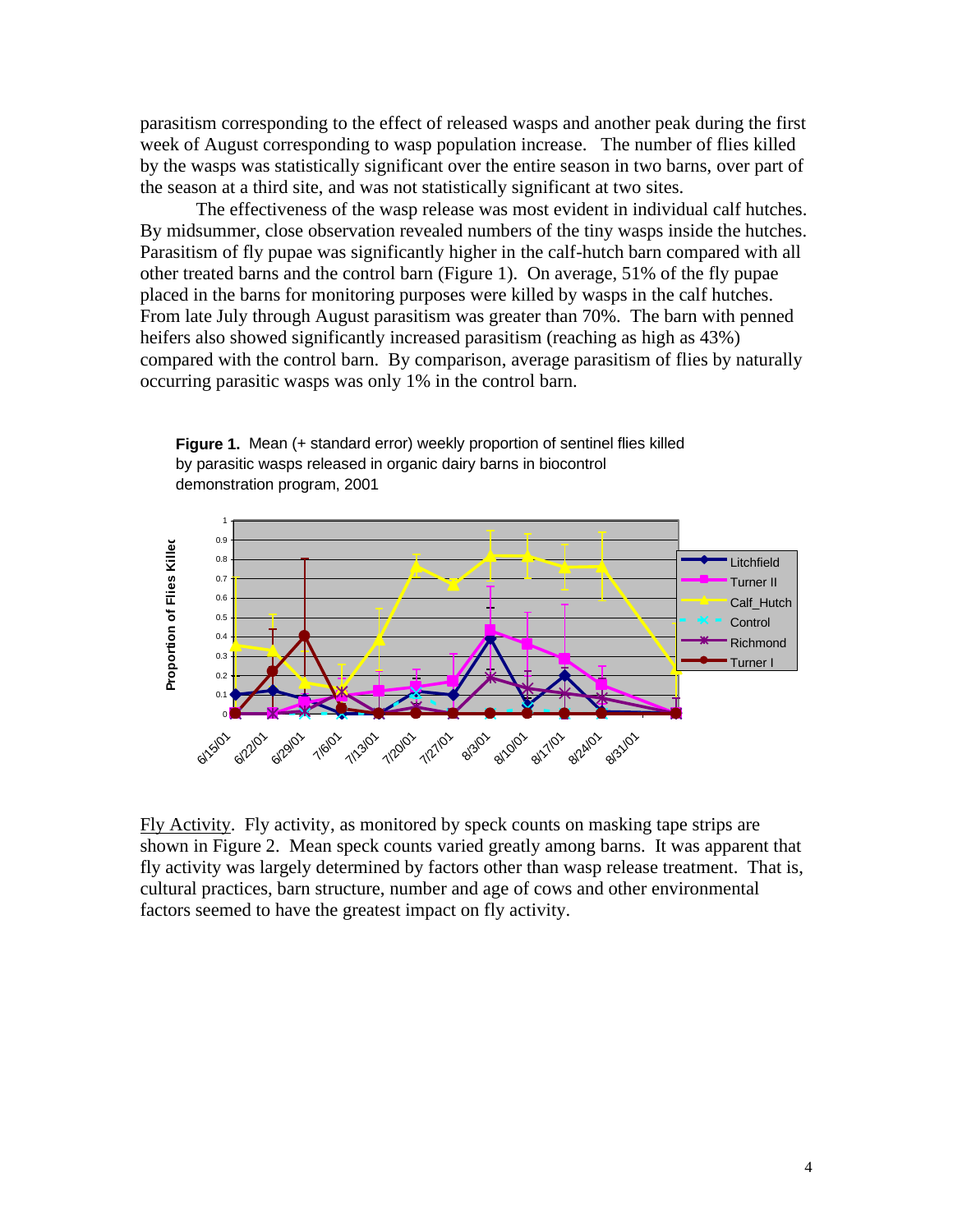parasitism corresponding to the effect of released wasps and another peak during the first week of August corresponding to wasp population increase. The number of flies killed by the wasps was statistically significant over the entire season in two barns, over part of the season at a third site, and was not statistically significant at two sites.

The effectiveness of the wasp release was most evident in individual calf hutches. By midsummer, close observation revealed numbers of the tiny wasps inside the hutches. Parasitism of fly pupae was significantly higher in the calf-hutch barn compared with all other treated barns and the control barn (Figure 1). On average, 51% of the fly pupae placed in the barns for monitoring purposes were killed by wasps in the calf hutches. From late July through August parasitism was greater than 70%. The barn with penned heifers also showed significantly increased parasitism (reaching as high as 43%) compared with the control barn. By comparison, average parasitism of flies by naturally occurring parasitic wasps was only 1% in the control barn.

**Figure 1.** Mean (+ standard error) weekly proportion of sentinel flies killed by parasitic wasps released in organic dairy barns in biocontrol demonstration program, 2001

<u>Fly Activity</u>. Fly activity, as monitored by speck counts on masking tape strips are shown in Figure 2. Mean speck counts varied greatly among barns. It was apparent that fly activity was largely determined by factors other than wasp release treatment. That is, cultural practices, barn structure, number and age of cows and other environmental factors seemed to have the greatest impact on fly activity.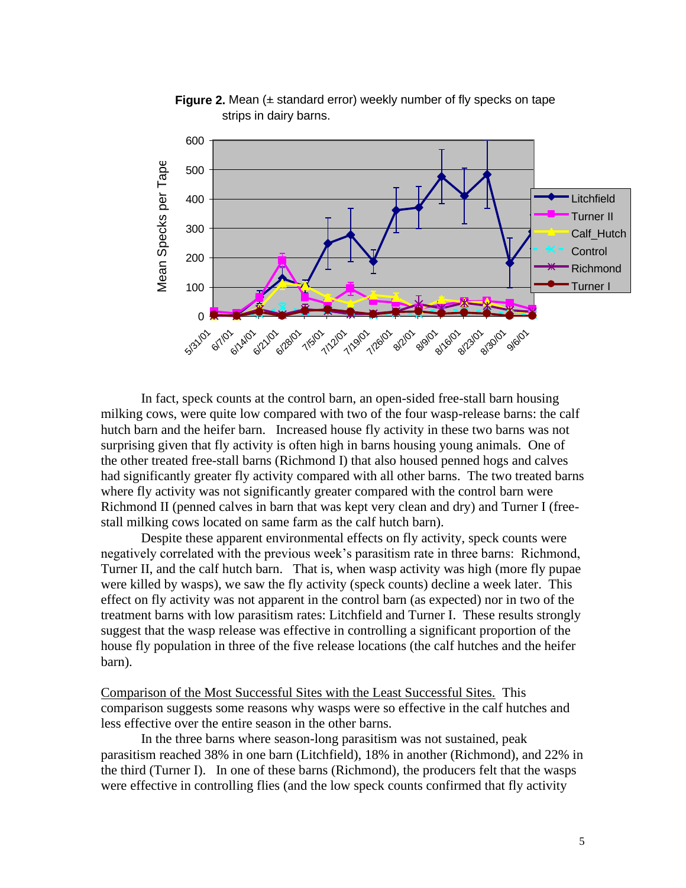**Figure 2.** Mean (± standard error) weekly number of fly specks on tape strips in dairy barns.

In fact, speck counts at the control barn, an open-sided free-stall barn housing milking cows, were quite low compared with two of the four wasp-release barns: the calf hutch barn and the heifer barn. Increased house fly activity in these two barns was not surprising given that fly activity is often high in barns housing young animals. One of the other treated free-stall barns (Richmond I) that also housed penned hogs and calves had significantly greater fly activity compared with all other barns. The two treated barns where fly activity was not significantly greater compared with the control barn were Richmond II (penned calves in barn that was kept very clean and dry) and Turner I (free-stall milking cows located on same farm as the calf hutch barn).

Despite these apparent environmental effects on fly activity, speck counts were negatively correlated with the previous week's parasitism rate in three barns: Richmond, Turner II, and the calf hutch barn. That is, when wasp activity was high (more fly pupae were killed by wasps), we saw the fly activity (speck counts) decline a week later. This effect on fly activity was not apparent in the control barn (as expected) nor in two of the treatment barns with low parasitism rates: Litchfield and Turner I. These results strongly suggest that the wasp release was effective in controlling a significant proportion of the house fly population in three of the five release locations (the calf hutches and the heifer barn).

<u>Comparison of the Most Successful Sites with the Least Successful Sites.</u> This comparison suggests some reasons why wasps were so effective in the calf hutches and less effective over the entire season in the other barns.

In the three barns where season-long parasitism was not sustained, peak parasitism reached 38% in one barn (Litchfield), 18% in another (Richmond), and 22% in the third (Turner I). In one of these barns (Richmond), the producers felt that the wasps were effective in controlling flies (and the low speck counts confirmed that fly activity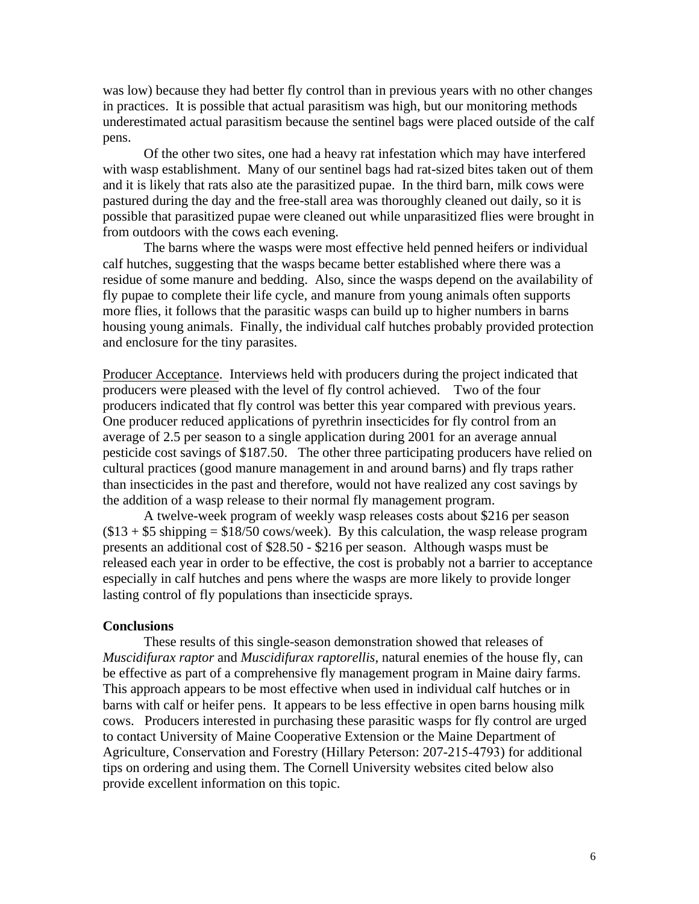was low) because they had better fly control than in previous years with no other changes in practices. It is possible that actual parasitism was high, but our monitoring methods underestimated actual parasitism because the sentinel bags were placed outside of the calf pens.

Of the other two sites, one had a heavy rat infestation which may have interfered with wasp establishment. Many of our sentinel bags had rat-sized bites taken out of them and it is likely that rats also ate the parasitized pupae. In the third barn, milk cows were pastured during the day and the free-stall area was thoroughly cleaned out daily, so it is possible that parasitized pupae were cleaned out while unparasitized flies were brought in from outdoors with the cows each evening.

The barns where the wasps were most effective held penned heifers or individual calf hutches, suggesting that the wasps became better established where there was a residue of some manure and bedding. Also, since the wasps depend on the availability of fly pupae to complete their life cycle, and manure from young animals often supports more flies, it follows that the parasitic wasps can build up to higher numbers in barns housing young animals. Finally, the individual calf hutches probably provided protection and enclosure for the tiny parasites.

<u>Producer Acceptance</u>. Interviews held with producers during the project indicated that producers were pleased with the level of fly control achieved. Two of the four producers indicated that fly control was better this year compared with previous years. One producer reduced applications of pyrethrin insecticides for fly control from an average of 2.5 per season to a single application during 2001 for an average annual pesticide cost savings of $187.50. The other three participating producers have relied on cultural practices (good manure management in and around barns) and fly traps rather than insecticides in the past and therefore, would not have realized any cost savings by the addition of a wasp release to their normal fly management program.

A twelve-week program of weekly wasp releases costs about $216 per season ($13 + $5 shipping = $18/50 cows/week). By this calculation, the wasp release program presents an additional cost of $28.50 - $216 per season. Although wasps must be released each year in order to be effective, the cost is probably not a barrier to acceptance especially in calf hutches and pens where the wasps are more likely to provide longer lasting control of fly populations than insecticide sprays.

**Conclusions**

These results of this single-season demonstration showed that releases of *Muscidifurax raptor* and *Muscidifurax raptorellis*, natural enemies of the house fly, can be effective as part of a comprehensive fly management program in Maine dairy farms. This approach appears to be most effective when used in individual calf hutches or in barns with calf or heifer pens. It appears to be less effective in open barns housing milk cows. Producers interested in purchasing these parasitic wasps for fly control are urged to contact University of Maine Cooperative Extension or the Maine Department of Agriculture, Conservation and Forestry (Hillary Peterson: 207-215-4793) for additional tips on ordering and using them. The Cornell University websites cited below also provide excellent information on this topic.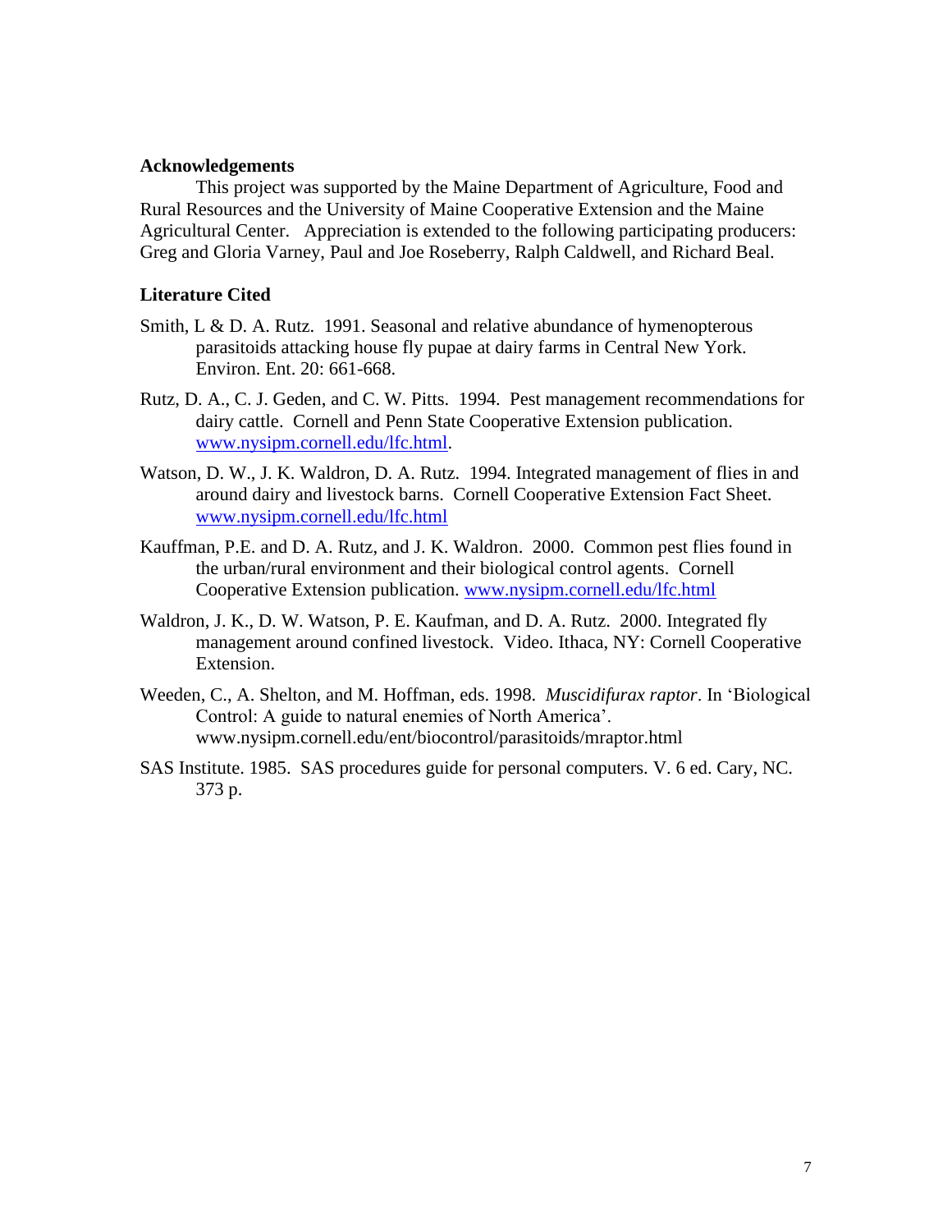## Acknowledgements

This project was supported by the Maine Department of Agriculture, Food and Rural Resources and the University of Maine Cooperative Extension and the Maine Agricultural Center. Appreciation is extended to the following participating producers: Greg and Gloria Varney, Paul and Joe Roseberry, Ralph Caldwell, and Richard Beal.

## Literature Cited

Smith, L & D. A. Rutz. 1991. Seasonal and relative abundance of hymenopterous parasitoids attacking house fly pupae at dairy farms in Central New York. Environ. Ent. 20: 661-668.

Rutz, D. A., C. J. Geden, and C. W. Pitts. 1994. Pest management recommendations for dairy cattle. Cornell and Penn State Cooperative Extension publication. www.nysipm.cornell.edu/lfc.html.

Watson, D. W., J. K. Waldron, D. A. Rutz. 1994. Integrated management of flies in and around dairy and livestock barns. Cornell Cooperative Extension Fact Sheet. www.nysipm.cornell.edu/lfc.html

Kauffman, P.E. and D. A. Rutz, and J. K. Waldron. 2000. Common pest flies found in the urban/rural environment and their biological control agents. Cornell Cooperative Extension publication. www.nysipm.cornell.edu/lfc.html

Waldron, J. K., D. W. Watson, P. E. Kaufman, and D. A. Rutz. 2000. Integrated fly management around confined livestock. Video. Ithaca, NY: Cornell Cooperative Extension.

Weeden, C., A. Shelton, and M. Hoffman, eds. 1998. *Muscidifurax raptor*. In 'Biological Control: A guide to natural enemies of North America'. www.nysipm.cornell.edu/ent/biocontrol/parasitoids/mraptor.html

SAS Institute. 1985. SAS procedures guide for personal computers. V. 6 ed. Cary, NC. 373 p.